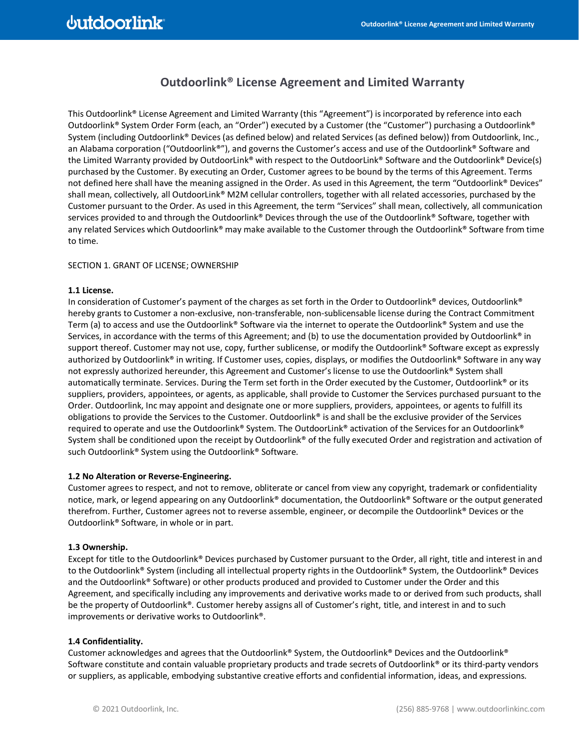# Outdoorlink® License Agreement and Limited Warranty

This Outdoorlink® License Agreement and Limited Warranty (this "Agreement") is incorporated by reference into each Outdoorlink® System Order Form (each, an "Order") executed by a Customer (the "Customer") purchasing a Outdoorlink® System (including Outdoorlink® Devices (as defined below) and related Services (as defined below)) from Outdoorlink, Inc., an Alabama corporation ("Outdoorlink®"), and governs the Customer's access and use of the Outdoorlink® Software and the Limited Warranty provided by OutdoorLink® with respect to the OutdoorLink® Software and the Outdoorlink® Device(s) purchased by the Customer. By executing an Order, Customer agrees to be bound by the terms of this Agreement. Terms not defined here shall have the meaning assigned in the Order. As used in this Agreement, the term "Outdoorlink® Devices" shall mean, collectively, all OutdoorLink® M2M cellular controllers, together with all related accessories, purchased by the Customer pursuant to the Order. As used in this Agreement, the term "Services" shall mean, collectively, all communication services provided to and through the Outdoorlink® Devices through the use of the Outdoorlink® Software, together with any related Services which Outdoorlink® may make available to the Customer through the Outdoorlink® Software from time to time.

SECTION 1. GRANT OF LICENSE; OWNERSHIP

**1.1 License.**
In consideration of Customer's payment of the charges as set forth in the Order to Outdoorlink® devices, Outdoorlink® hereby grants to Customer a non-exclusive, non-transferable, non-sublicensable license during the Contract Commitment Term (a) to access and use the Outdoorlink® Software via the internet to operate the Outdoorlink® System and use the Services, in accordance with the terms of this Agreement; and (b) to use the documentation provided by Outdoorlink® in support thereof. Customer may not use, copy, further sublicense, or modify the Outdoorlink® Software except as expressly authorized by Outdoorlink® in writing. If Customer uses, copies, displays, or modifies the Outdoorlink® Software in any way not expressly authorized hereunder, this Agreement and Customer's license to use the Outdoorlink® System shall automatically terminate. Services. During the Term set forth in the Order executed by the Customer, Outdoorlink® or its suppliers, providers, appointees, or agents, as applicable, shall provide to Customer the Services purchased pursuant to the Order. Outdoorlink, Inc may appoint and designate one or more suppliers, providers, appointees, or agents to fulfill its obligations to provide the Services to the Customer. Outdoorlink® is and shall be the exclusive provider of the Services required to operate and use the Outdoorlink® System. The OutdoorLink® activation of the Services for an Outdoorlink® System shall be conditioned upon the receipt by Outdoorlink® of the fully executed Order and registration and activation of such Outdoorlink® System using the Outdoorlink® Software.

**1.2 No Alteration or Reverse-Engineering.**
Customer agrees to respect, and not to remove, obliterate or cancel from view any copyright, trademark or confidentiality notice, mark, or legend appearing on any Outdoorlink® documentation, the Outdoorlink® Software or the output generated therefrom. Further, Customer agrees not to reverse assemble, engineer, or decompile the Outdoorlink® Devices or the Outdoorlink® Software, in whole or in part.

**1.3 Ownership.**
Except for title to the Outdoorlink® Devices purchased by Customer pursuant to the Order, all right, title and interest in and to the Outdoorlink® System (including all intellectual property rights in the Outdoorlink® System, the Outdoorlink® Devices and the Outdoorlink® Software) or other products produced and provided to Customer under the Order and this Agreement, and specifically including any improvements and derivative works made to or derived from such products, shall be the property of Outdoorlink®. Customer hereby assigns all of Customer's right, title, and interest in and to such improvements or derivative works to Outdoorlink®.

**1.4 Confidentiality.**
Customer acknowledges and agrees that the Outdoorlink® System, the Outdoorlink® Devices and the Outdoorlink® Software constitute and contain valuable proprietary products and trade secrets of Outdoorlink® or its third-party vendors or suppliers, as applicable, embodying substantive creative efforts and confidential information, ideas, and expressions.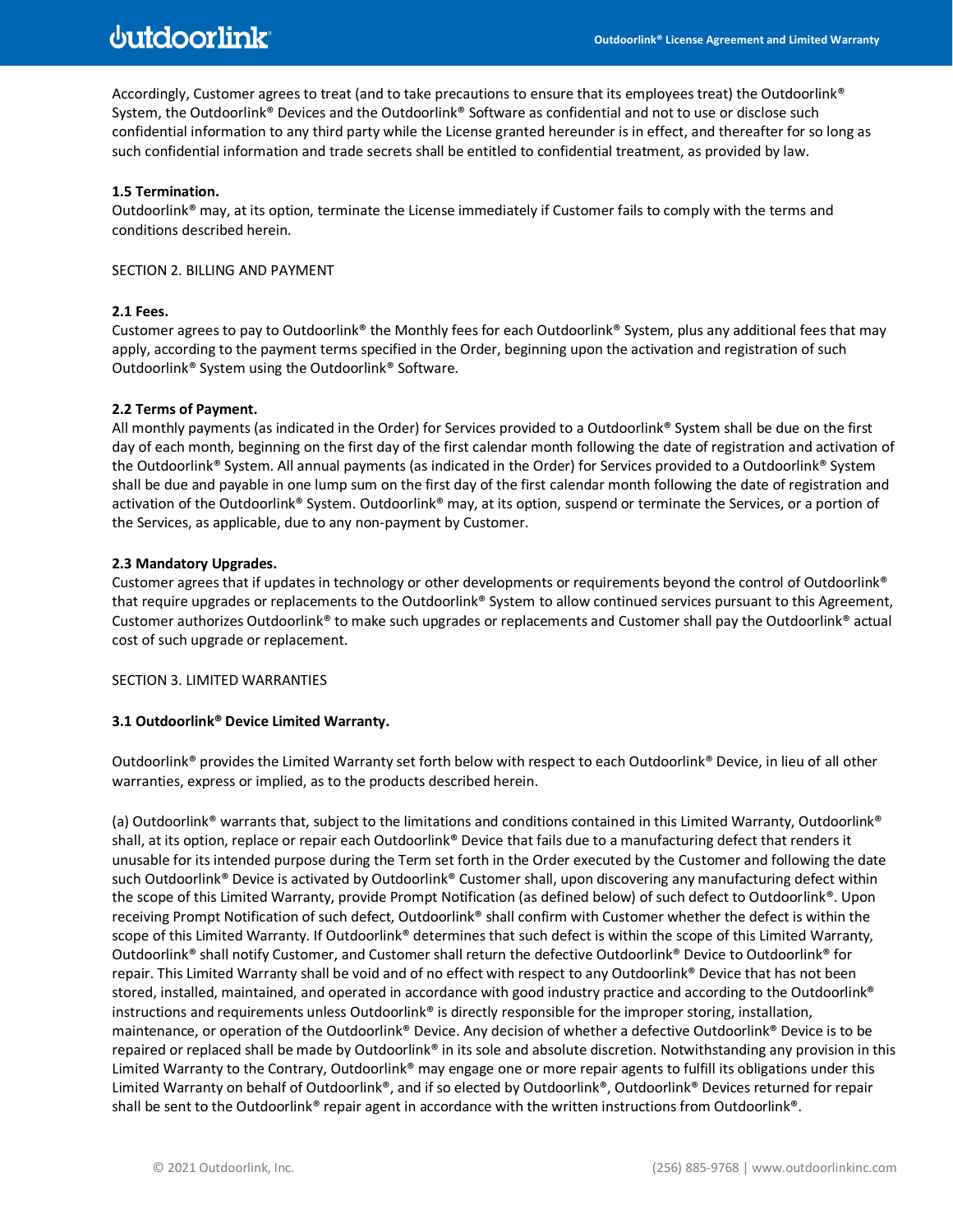Accordingly, Customer agrees to treat (and to take precautions to ensure that its employees treat) the Outdoorlink® System, the Outdoorlink® Devices and the Outdoorlink® Software as confidential and not to use or disclose such confidential information to any third party while the License granted hereunder is in effect, and thereafter for so long as such confidential information and trade secrets shall be entitled to confidential treatment, as provided by law.

**1.5 Termination.**
Outdoorlink® may, at its option, terminate the License immediately if Customer fails to comply with the terms and conditions described herein.

SECTION 2. BILLING AND PAYMENT

**2.1 Fees.**
Customer agrees to pay to Outdoorlink® the Monthly fees for each Outdoorlink® System, plus any additional fees that may apply, according to the payment terms specified in the Order, beginning upon the activation and registration of such Outdoorlink® System using the Outdoorlink® Software.

**2.2 Terms of Payment.**
All monthly payments (as indicated in the Order) for Services provided to a Outdoorlink® System shall be due on the first day of each month, beginning on the first day of the first calendar month following the date of registration and activation of the Outdoorlink® System. All annual payments (as indicated in the Order) for Services provided to a Outdoorlink® System shall be due and payable in one lump sum on the first day of the first calendar month following the date of registration and activation of the Outdoorlink® System. Outdoorlink® may, at its option, suspend or terminate the Services, or a portion of the Services, as applicable, due to any non-payment by Customer.

**2.3 Mandatory Upgrades.**
Customer agrees that if updates in technology or other developments or requirements beyond the control of Outdoorlink® that require upgrades or replacements to the Outdoorlink® System to allow continued services pursuant to this Agreement, Customer authorizes Outdoorlink® to make such upgrades or replacements and Customer shall pay the Outdoorlink® actual cost of such upgrade or replacement.

SECTION 3. LIMITED WARRANTIES

**3.1 Outdoorlink® Device Limited Warranty.**

Outdoorlink® provides the Limited Warranty set forth below with respect to each Outdoorlink® Device, in lieu of all other warranties, express or implied, as to the products described herein.

(a) Outdoorlink® warrants that, subject to the limitations and conditions contained in this Limited Warranty, Outdoorlink® shall, at its option, replace or repair each Outdoorlink® Device that fails due to a manufacturing defect that renders it unusable for its intended purpose during the Term set forth in the Order executed by the Customer and following the date such Outdoorlink® Device is activated by Outdoorlink® Customer shall, upon discovering any manufacturing defect within the scope of this Limited Warranty, provide Prompt Notification (as defined below) of such defect to Outdoorlink®. Upon receiving Prompt Notification of such defect, Outdoorlink® shall confirm with Customer whether the defect is within the scope of this Limited Warranty. If Outdoorlink® determines that such defect is within the scope of this Limited Warranty, Outdoorlink® shall notify Customer, and Customer shall return the defective Outdoorlink® Device to Outdoorlink® for repair. This Limited Warranty shall be void and of no effect with respect to any Outdoorlink® Device that has not been stored, installed, maintained, and operated in accordance with good industry practice and according to the Outdoorlink® instructions and requirements unless Outdoorlink® is directly responsible for the improper storing, installation, maintenance, or operation of the Outdoorlink® Device. Any decision of whether a defective Outdoorlink® Device is to be repaired or replaced shall be made by Outdoorlink® in its sole and absolute discretion. Notwithstanding any provision in this Limited Warranty to the Contrary, Outdoorlink® may engage one or more repair agents to fulfill its obligations under this Limited Warranty on behalf of Outdoorlink®, and if so elected by Outdoorlink®, Outdoorlink® Devices returned for repair shall be sent to the Outdoorlink® repair agent in accordance with the written instructions from Outdoorlink®.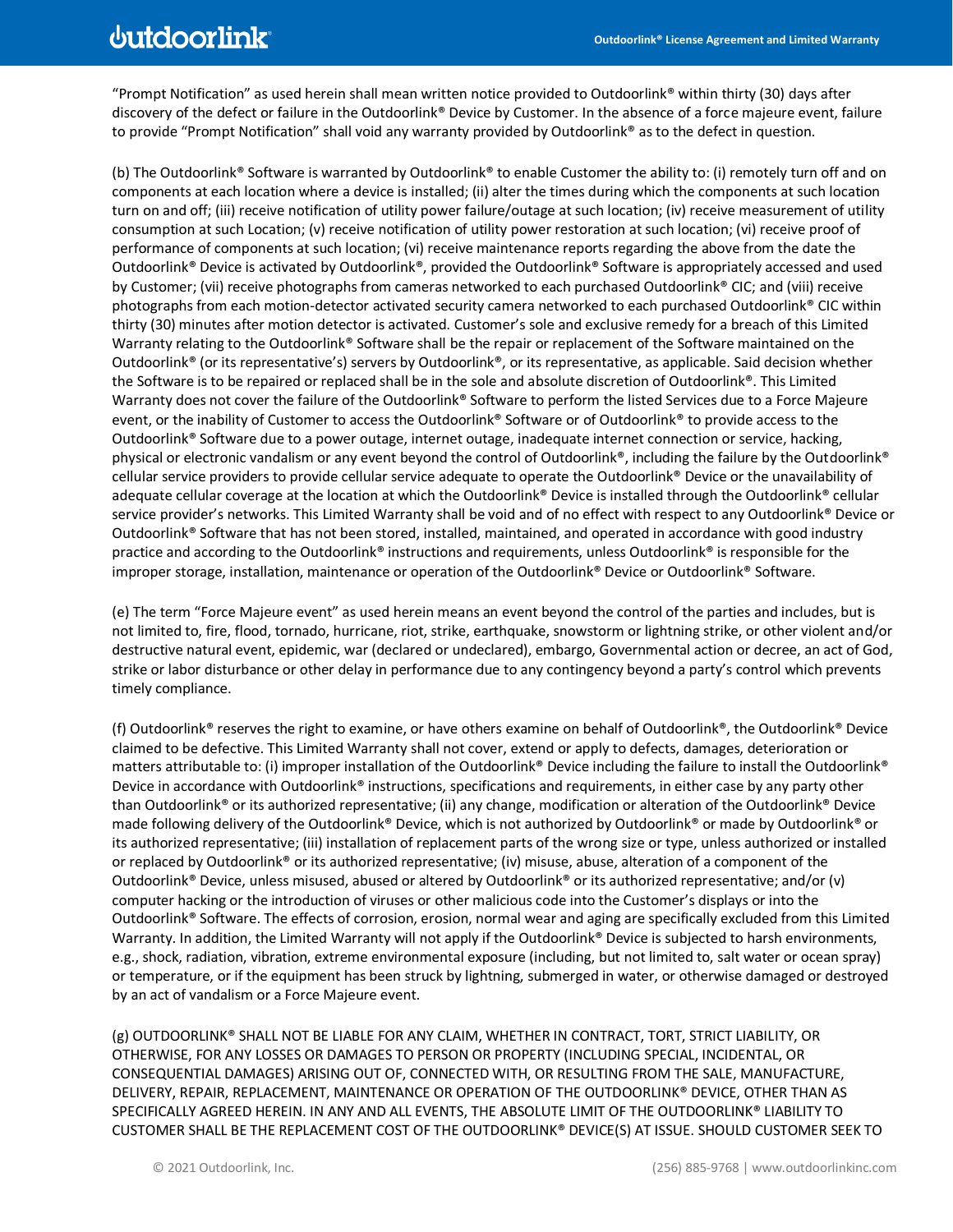"Prompt Notification" as used herein shall mean written notice provided to Outdoorlink® within thirty (30) days after discovery of the defect or failure in the Outdoorlink® Device by Customer. In the absence of a force majeure event, failure to provide "Prompt Notification" shall void any warranty provided by Outdoorlink® as to the defect in question.

(b) The Outdoorlink® Software is warranted by Outdoorlink® to enable Customer the ability to: (i) remotely turn off and on components at each location where a device is installed; (ii) alter the times during which the components at such location turn on and off; (iii) receive notification of utility power failure/outage at such location; (iv) receive measurement of utility consumption at such Location; (v) receive notification of utility power restoration at such location; (vi) receive proof of performance of components at such location; (vi) receive maintenance reports regarding the above from the date the Outdoorlink® Device is activated by Outdoorlink®, provided the Outdoorlink® Software is appropriately accessed and used by Customer; (vii) receive photographs from cameras networked to each purchased Outdoorlink® CIC; and (viii) receive photographs from each motion-detector activated security camera networked to each purchased Outdoorlink® CIC within thirty (30) minutes after motion detector is activated. Customer's sole and exclusive remedy for a breach of this Limited Warranty relating to the Outdoorlink® Software shall be the repair or replacement of the Software maintained on the Outdoorlink® (or its representative's) servers by Outdoorlink®, or its representative, as applicable. Said decision whether the Software is to be repaired or replaced shall be in the sole and absolute discretion of Outdoorlink®. This Limited Warranty does not cover the failure of the Outdoorlink® Software to perform the listed Services due to a Force Majeure event, or the inability of Customer to access the Outdoorlink® Software or of Outdoorlink® to provide access to the Outdoorlink® Software due to a power outage, internet outage, inadequate internet connection or service, hacking, physical or electronic vandalism or any event beyond the control of Outdoorlink®, including the failure by the Outdoorlink® cellular service providers to provide cellular service adequate to operate the Outdoorlink® Device or the unavailability of adequate cellular coverage at the location at which the Outdoorlink® Device is installed through the Outdoorlink® cellular service provider's networks. This Limited Warranty shall be void and of no effect with respect to any Outdoorlink® Device or Outdoorlink® Software that has not been stored, installed, maintained, and operated in accordance with good industry practice and according to the Outdoorlink® instructions and requirements, unless Outdoorlink® is responsible for the improper storage, installation, maintenance or operation of the Outdoorlink® Device or Outdoorlink® Software.

(e) The term "Force Majeure event" as used herein means an event beyond the control of the parties and includes, but is not limited to, fire, flood, tornado, hurricane, riot, strike, earthquake, snowstorm or lightning strike, or other violent and/or destructive natural event, epidemic, war (declared or undeclared), embargo, Governmental action or decree, an act of God, strike or labor disturbance or other delay in performance due to any contingency beyond a party's control which prevents timely compliance.

(f) Outdoorlink® reserves the right to examine, or have others examine on behalf of Outdoorlink®, the Outdoorlink® Device claimed to be defective. This Limited Warranty shall not cover, extend or apply to defects, damages, deterioration or matters attributable to: (i) improper installation of the Outdoorlink® Device including the failure to install the Outdoorlink® Device in accordance with Outdoorlink® instructions, specifications and requirements, in either case by any party other than Outdoorlink® or its authorized representative; (ii) any change, modification or alteration of the Outdoorlink® Device made following delivery of the Outdoorlink® Device, which is not authorized by Outdoorlink® or made by Outdoorlink® or its authorized representative; (iii) installation of replacement parts of the wrong size or type, unless authorized or installed or replaced by Outdoorlink® or its authorized representative; (iv) misuse, abuse, alteration of a component of the Outdoorlink® Device, unless misused, abused or altered by Outdoorlink® or its authorized representative; and/or (v) computer hacking or the introduction of viruses or other malicious code into the Customer's displays or into the Outdoorlink® Software. The effects of corrosion, erosion, normal wear and aging are specifically excluded from this Limited Warranty. In addition, the Limited Warranty will not apply if the Outdoorlink® Device is subjected to harsh environments, e.g., shock, radiation, vibration, extreme environmental exposure (including, but not limited to, salt water or ocean spray) or temperature, or if the equipment has been struck by lightning, submerged in water, or otherwise damaged or destroyed by an act of vandalism or a Force Majeure event.

(g) OUTDOORLINK® SHALL NOT BE LIABLE FOR ANY CLAIM, WHETHER IN CONTRACT, TORT, STRICT LIABILITY, OR OTHERWISE, FOR ANY LOSSES OR DAMAGES TO PERSON OR PROPERTY (INCLUDING SPECIAL, INCIDENTAL, OR CONSEQUENTIAL DAMAGES) ARISING OUT OF, CONNECTED WITH, OR RESULTING FROM THE SALE, MANUFACTURE, DELIVERY, REPAIR, REPLACEMENT, MAINTENANCE OR OPERATION OF THE OUTDOORLINK® DEVICE, OTHER THAN AS SPECIFICALLY AGREED HEREIN. IN ANY AND ALL EVENTS, THE ABSOLUTE LIMIT OF THE OUTDOORLINK® LIABILITY TO CUSTOMER SHALL BE THE REPLACEMENT COST OF THE OUTDOORLINK® DEVICE(S) AT ISSUE. SHOULD CUSTOMER SEEK TO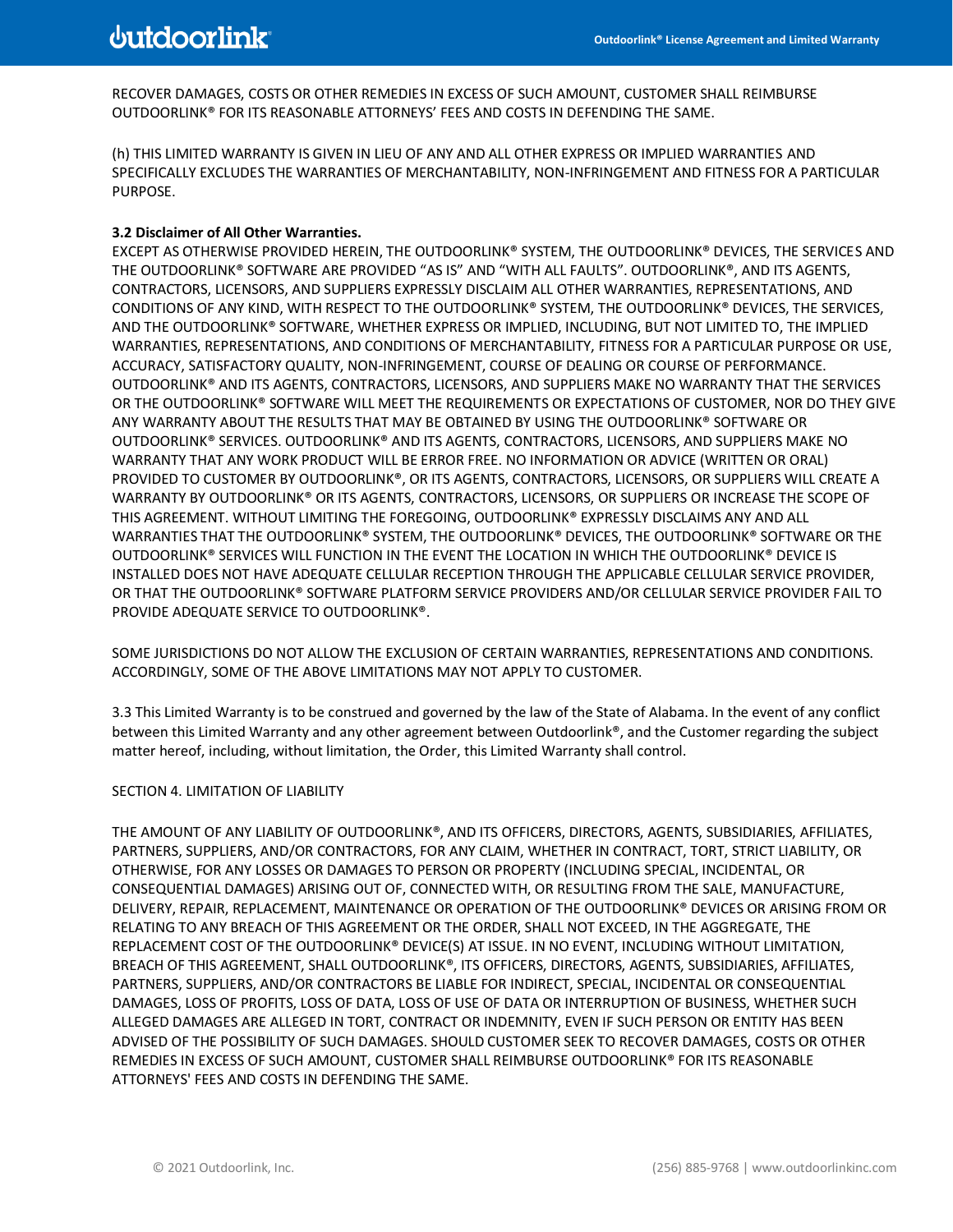RECOVER DAMAGES, COSTS OR OTHER REMEDIES IN EXCESS OF SUCH AMOUNT, CUSTOMER SHALL REIMBURSE OUTDOORLINK® FOR ITS REASONABLE ATTORNEYS' FEES AND COSTS IN DEFENDING THE SAME.

(h) THIS LIMITED WARRANTY IS GIVEN IN LIEU OF ANY AND ALL OTHER EXPRESS OR IMPLIED WARRANTIES AND SPECIFICALLY EXCLUDES THE WARRANTIES OF MERCHANTABILITY, NON-INFRINGEMENT AND FITNESS FOR A PARTICULAR PURPOSE.

**3.2 Disclaimer of All Other Warranties.**
EXCEPT AS OTHERWISE PROVIDED HEREIN, THE OUTDOORLINK® SYSTEM, THE OUTDOORLINK® DEVICES, THE SERVICES AND THE OUTDOORLINK® SOFTWARE ARE PROVIDED "AS IS" AND "WITH ALL FAULTS". OUTDOORLINK®, AND ITS AGENTS, CONTRACTORS, LICENSORS, AND SUPPLIERS EXPRESSLY DISCLAIM ALL OTHER WARRANTIES, REPRESENTATIONS, AND CONDITIONS OF ANY KIND, WITH RESPECT TO THE OUTDOORLINK® SYSTEM, THE OUTDOORLINK® DEVICES, THE SERVICES, AND THE OUTDOORLINK® SOFTWARE, WHETHER EXPRESS OR IMPLIED, INCLUDING, BUT NOT LIMITED TO, THE IMPLIED WARRANTIES, REPRESENTATIONS, AND CONDITIONS OF MERCHANTABILITY, FITNESS FOR A PARTICULAR PURPOSE OR USE, ACCURACY, SATISFACTORY QUALITY, NON-INFRINGEMENT, COURSE OF DEALING OR COURSE OF PERFORMANCE. OUTDOORLINK® AND ITS AGENTS, CONTRACTORS, LICENSORS, AND SUPPLIERS MAKE NO WARRANTY THAT THE SERVICES OR THE OUTDOORLINK® SOFTWARE WILL MEET THE REQUIREMENTS OR EXPECTATIONS OF CUSTOMER, NOR DO THEY GIVE ANY WARRANTY ABOUT THE RESULTS THAT MAY BE OBTAINED BY USING THE OUTDOORLINK® SOFTWARE OR OUTDOORLINK® SERVICES. OUTDOORLINK® AND ITS AGENTS, CONTRACTORS, LICENSORS, AND SUPPLIERS MAKE NO WARRANTY THAT ANY WORK PRODUCT WILL BE ERROR FREE. NO INFORMATION OR ADVICE (WRITTEN OR ORAL) PROVIDED TO CUSTOMER BY OUTDOORLINK®, OR ITS AGENTS, CONTRACTORS, LICENSORS, OR SUPPLIERS WILL CREATE A WARRANTY BY OUTDOORLINK® OR ITS AGENTS, CONTRACTORS, LICENSORS, OR SUPPLIERS OR INCREASE THE SCOPE OF THIS AGREEMENT. WITHOUT LIMITING THE FOREGOING, OUTDOORLINK® EXPRESSLY DISCLAIMS ANY AND ALL WARRANTIES THAT THE OUTDOORLINK® SYSTEM, THE OUTDOORLINK® DEVICES, THE OUTDOORLINK® SOFTWARE OR THE OUTDOORLINK® SERVICES WILL FUNCTION IN THE EVENT THE LOCATION IN WHICH THE OUTDOORLINK® DEVICE IS INSTALLED DOES NOT HAVE ADEQUATE CELLULAR RECEPTION THROUGH THE APPLICABLE CELLULAR SERVICE PROVIDER, OR THAT THE OUTDOORLINK® SOFTWARE PLATFORM SERVICE PROVIDERS AND/OR CELLULAR SERVICE PROVIDER FAIL TO PROVIDE ADEQUATE SERVICE TO OUTDOORLINK®.

SOME JURISDICTIONS DO NOT ALLOW THE EXCLUSION OF CERTAIN WARRANTIES, REPRESENTATIONS AND CONDITIONS. ACCORDINGLY, SOME OF THE ABOVE LIMITATIONS MAY NOT APPLY TO CUSTOMER.

3.3 This Limited Warranty is to be construed and governed by the law of the State of Alabama. In the event of any conflict between this Limited Warranty and any other agreement between Outdoorlink®, and the Customer regarding the subject matter hereof, including, without limitation, the Order, this Limited Warranty shall control.

SECTION 4. LIMITATION OF LIABILITY

THE AMOUNT OF ANY LIABILITY OF OUTDOORLINK®, AND ITS OFFICERS, DIRECTORS, AGENTS, SUBSIDIARIES, AFFILIATES, PARTNERS, SUPPLIERS, AND/OR CONTRACTORS, FOR ANY CLAIM, WHETHER IN CONTRACT, TORT, STRICT LIABILITY, OR OTHERWISE, FOR ANY LOSSES OR DAMAGES TO PERSON OR PROPERTY (INCLUDING SPECIAL, INCIDENTAL, OR CONSEQUENTIAL DAMAGES) ARISING OUT OF, CONNECTED WITH, OR RESULTING FROM THE SALE, MANUFACTURE, DELIVERY, REPAIR, REPLACEMENT, MAINTENANCE OR OPERATION OF THE OUTDOORLINK® DEVICES OR ARISING FROM OR RELATING TO ANY BREACH OF THIS AGREEMENT OR THE ORDER, SHALL NOT EXCEED, IN THE AGGREGATE, THE REPLACEMENT COST OF THE OUTDOORLINK® DEVICE(S) AT ISSUE. IN NO EVENT, INCLUDING WITHOUT LIMITATION, BREACH OF THIS AGREEMENT, SHALL OUTDOORLINK®, ITS OFFICERS, DIRECTORS, AGENTS, SUBSIDIARIES, AFFILIATES, PARTNERS, SUPPLIERS, AND/OR CONTRACTORS BE LIABLE FOR INDIRECT, SPECIAL, INCIDENTAL OR CONSEQUENTIAL DAMAGES, LOSS OF PROFITS, LOSS OF DATA, LOSS OF USE OF DATA OR INTERRUPTION OF BUSINESS, WHETHER SUCH ALLEGED DAMAGES ARE ALLEGED IN TORT, CONTRACT OR INDEMNITY, EVEN IF SUCH PERSON OR ENTITY HAS BEEN ADVISED OF THE POSSIBILITY OF SUCH DAMAGES. SHOULD CUSTOMER SEEK TO RECOVER DAMAGES, COSTS OR OTHER REMEDIES IN EXCESS OF SUCH AMOUNT, CUSTOMER SHALL REIMBURSE OUTDOORLINK® FOR ITS REASONABLE ATTORNEYS' FEES AND COSTS IN DEFENDING THE SAME.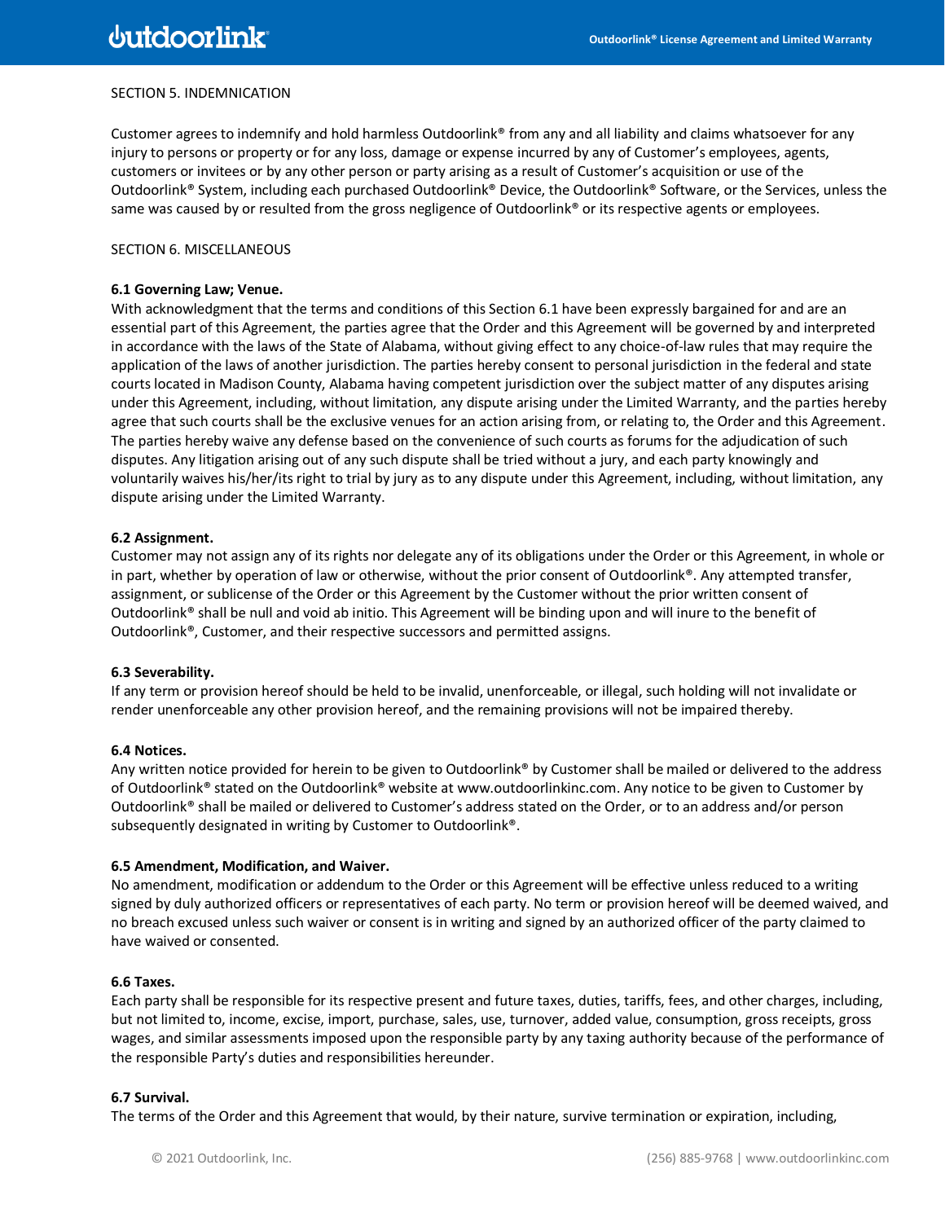SECTION 5. INDEMNICATION

Customer agrees to indemnify and hold harmless Outdoorlink® from any and all liability and claims whatsoever for any injury to persons or property or for any loss, damage or expense incurred by any of Customer's employees, agents, customers or invitees or by any other person or party arising as a result of Customer's acquisition or use of the Outdoorlink® System, including each purchased Outdoorlink® Device, the Outdoorlink® Software, or the Services, unless the same was caused by or resulted from the gross negligence of Outdoorlink® or its respective agents or employees.

SECTION 6. MISCELLANEOUS

**6.1 Governing Law; Venue.**
With acknowledgment that the terms and conditions of this Section 6.1 have been expressly bargained for and are an essential part of this Agreement, the parties agree that the Order and this Agreement will be governed by and interpreted in accordance with the laws of the State of Alabama, without giving effect to any choice-of-law rules that may require the application of the laws of another jurisdiction. The parties hereby consent to personal jurisdiction in the federal and state courts located in Madison County, Alabama having competent jurisdiction over the subject matter of any disputes arising under this Agreement, including, without limitation, any dispute arising under the Limited Warranty, and the parties hereby agree that such courts shall be the exclusive venues for an action arising from, or relating to, the Order and this Agreement. The parties hereby waive any defense based on the convenience of such courts as forums for the adjudication of such disputes. Any litigation arising out of any such dispute shall be tried without a jury, and each party knowingly and voluntarily waives his/her/its right to trial by jury as to any dispute under this Agreement, including, without limitation, any dispute arising under the Limited Warranty.

**6.2 Assignment.**
Customer may not assign any of its rights nor delegate any of its obligations under the Order or this Agreement, in whole or in part, whether by operation of law or otherwise, without the prior consent of Outdoorlink®. Any attempted transfer, assignment, or sublicense of the Order or this Agreement by the Customer without the prior written consent of Outdoorlink® shall be null and void ab initio. This Agreement will be binding upon and will inure to the benefit of Outdoorlink®, Customer, and their respective successors and permitted assigns.

**6.3 Severability.**
If any term or provision hereof should be held to be invalid, unenforceable, or illegal, such holding will not invalidate or render unenforceable any other provision hereof, and the remaining provisions will not be impaired thereby.

**6.4 Notices.**
Any written notice provided for herein to be given to Outdoorlink® by Customer shall be mailed or delivered to the address of Outdoorlink® stated on the Outdoorlink® website at www.outdoorlinkinc.com. Any notice to be given to Customer by Outdoorlink® shall be mailed or delivered to Customer's address stated on the Order, or to an address and/or person subsequently designated in writing by Customer to Outdoorlink®.

**6.5 Amendment, Modification, and Waiver.**
No amendment, modification or addendum to the Order or this Agreement will be effective unless reduced to a writing signed by duly authorized officers or representatives of each party. No term or provision hereof will be deemed waived, and no breach excused unless such waiver or consent is in writing and signed by an authorized officer of the party claimed to have waived or consented.

**6.6 Taxes.**
Each party shall be responsible for its respective present and future taxes, duties, tariffs, fees, and other charges, including, but not limited to, income, excise, import, purchase, sales, use, turnover, added value, consumption, gross receipts, gross wages, and similar assessments imposed upon the responsible party by any taxing authority because of the performance of the responsible Party's duties and responsibilities hereunder.

**6.7 Survival.**
The terms of the Order and this Agreement that would, by their nature, survive termination or expiration, including,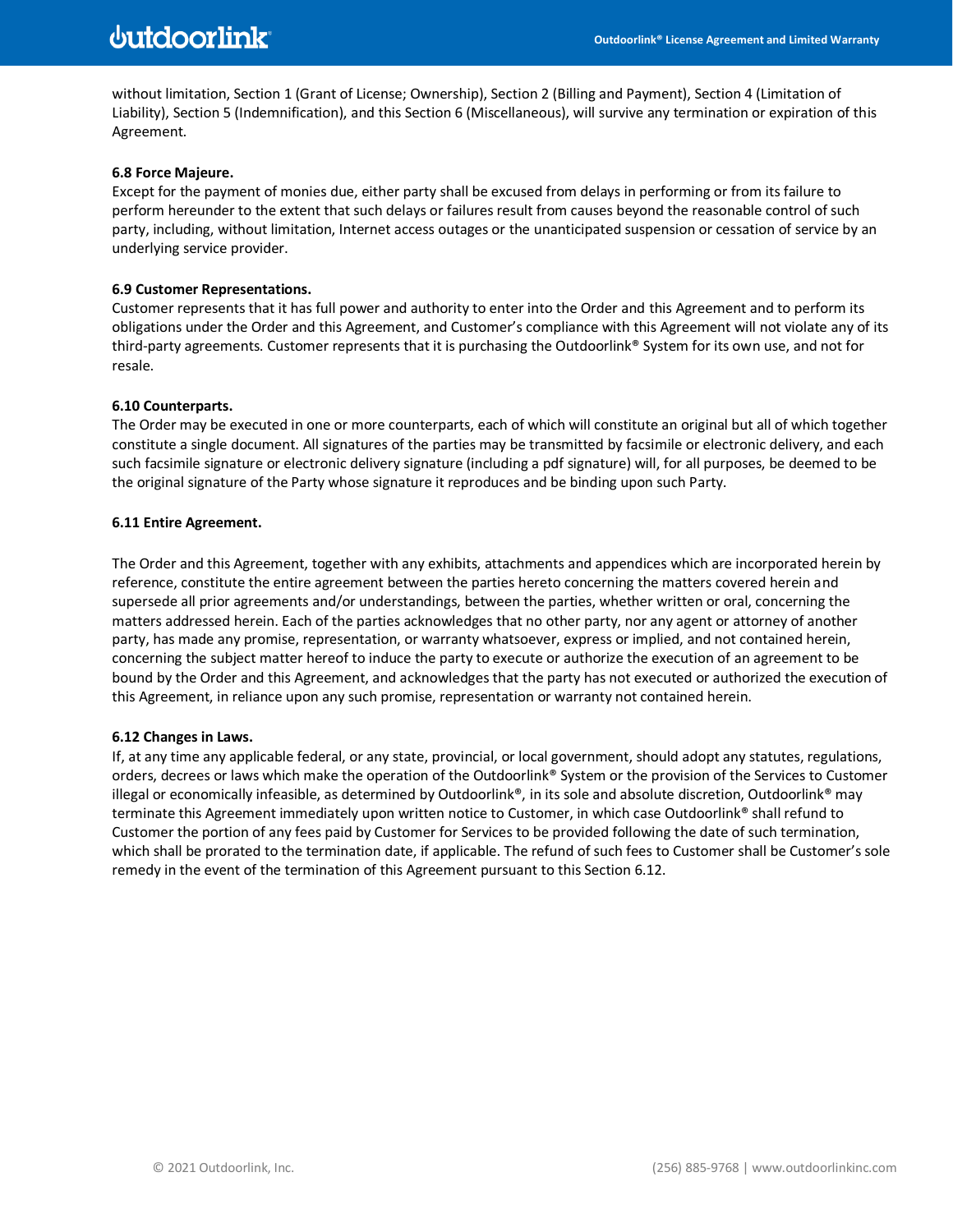without limitation, Section 1 (Grant of License; Ownership), Section 2 (Billing and Payment), Section 4 (Limitation of Liability), Section 5 (Indemnification), and this Section 6 (Miscellaneous), will survive any termination or expiration of this Agreement.

**6.8 Force Majeure.**
Except for the payment of monies due, either party shall be excused from delays in performing or from its failure to perform hereunder to the extent that such delays or failures result from causes beyond the reasonable control of such party, including, without limitation, Internet access outages or the unanticipated suspension or cessation of service by an underlying service provider.

**6.9 Customer Representations.**
Customer represents that it has full power and authority to enter into the Order and this Agreement and to perform its obligations under the Order and this Agreement, and Customer's compliance with this Agreement will not violate any of its third-party agreements. Customer represents that it is purchasing the Outdoorlink® System for its own use, and not for resale.

**6.10 Counterparts.**
The Order may be executed in one or more counterparts, each of which will constitute an original but all of which together constitute a single document. All signatures of the parties may be transmitted by facsimile or electronic delivery, and each such facsimile signature or electronic delivery signature (including a pdf signature) will, for all purposes, be deemed to be the original signature of the Party whose signature it reproduces and be binding upon such Party.

**6.11 Entire Agreement.**

The Order and this Agreement, together with any exhibits, attachments and appendices which are incorporated herein by reference, constitute the entire agreement between the parties hereto concerning the matters covered herein and supersede all prior agreements and/or understandings, between the parties, whether written or oral, concerning the matters addressed herein. Each of the parties acknowledges that no other party, nor any agent or attorney of another party, has made any promise, representation, or warranty whatsoever, express or implied, and not contained herein, concerning the subject matter hereof to induce the party to execute or authorize the execution of an agreement to be bound by the Order and this Agreement, and acknowledges that the party has not executed or authorized the execution of this Agreement, in reliance upon any such promise, representation or warranty not contained herein.

**6.12 Changes in Laws.**
If, at any time any applicable federal, or any state, provincial, or local government, should adopt any statutes, regulations, orders, decrees or laws which make the operation of the Outdoorlink® System or the provision of the Services to Customer illegal or economically infeasible, as determined by Outdoorlink®, in its sole and absolute discretion, Outdoorlink® may terminate this Agreement immediately upon written notice to Customer, in which case Outdoorlink® shall refund to Customer the portion of any fees paid by Customer for Services to be provided following the date of such termination, which shall be prorated to the termination date, if applicable. The refund of such fees to Customer shall be Customer's sole remedy in the event of the termination of this Agreement pursuant to this Section 6.12.